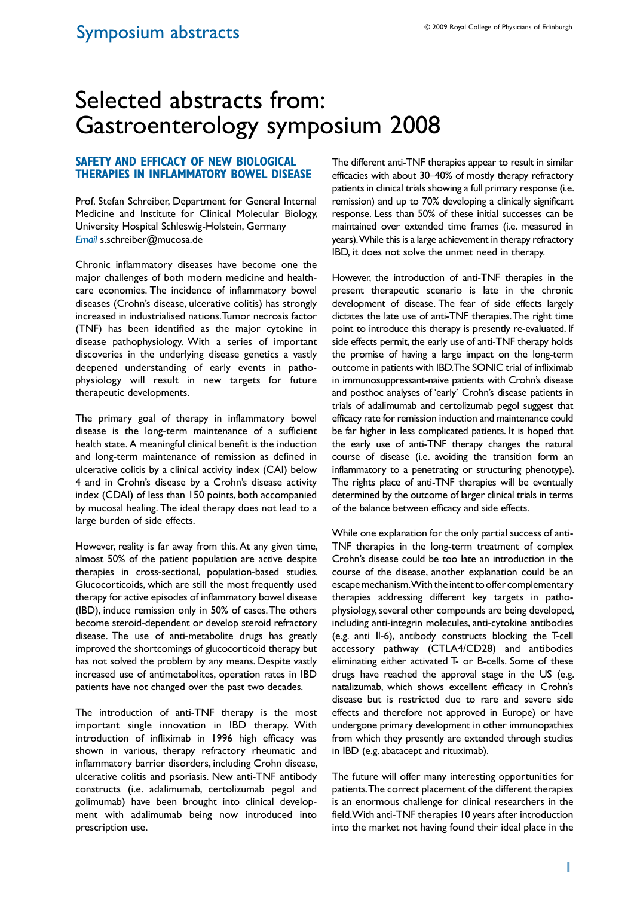# Selected abstracts from: Gastroenterology symposium 2008

## SAFETY AND EFFICACY OF NEW BIOLOGICAL THERAPIES IN INFLAMMATORY BOWEL DISEASE

Prof. Stefan Schreiber, Department for General Internal Medicine and Institute for Clinical Molecular Biology, University Hospital Schleswig-Holstein, Germany
*Email* s.schreiber@mucosa.de

Chronic inflammatory diseases have become one the major challenges of both modern medicine and health-care economies. The incidence of inflammatory bowel diseases (Crohn's disease, ulcerative colitis) has strongly increased in industrialised nations. Tumor necrosis factor (TNF) has been identified as the major cytokine in disease pathophysiology. With a series of important discoveries in the underlying disease genetics a vastly deepened understanding of early events in pathophysiology will result in new targets for future therapeutic developments.

The primary goal of therapy in inflammatory bowel disease is the long-term maintenance of a sufficient health state. A meaningful clinical benefit is the induction and long-term maintenance of remission as defined in ulcerative colitis by a clinical activity index (CAI) below 4 and in Crohn's disease by a Crohn's disease activity index (CDAI) of less than 150 points, both accompanied by mucosal healing. The ideal therapy does not lead to a large burden of side effects.

However, reality is far away from this. At any given time, almost 50% of the patient population are active despite therapies in cross-sectional, population-based studies. Glucocorticoids, which are still the most frequently used therapy for active episodes of inflammatory bowel disease (IBD), induce remission only in 50% of cases. The others become steroid-dependent or develop steroid refractory disease. The use of anti-metabolite drugs has greatly improved the shortcomings of glucocorticoid therapy but has not solved the problem by any means. Despite vastly increased use of antimetabolites, operation rates in IBD patients have not changed over the past two decades.

The introduction of anti-TNF therapy is the most important single innovation in IBD therapy. With introduction of infliximab in 1996 high efficacy was shown in various, therapy refractory rheumatic and inflammatory barrier disorders, including Crohn disease, ulcerative colitis and psoriasis. New anti-TNF antibody constructs (i.e. adalimumab, certolizumab pegol and golimumab) have been brought into clinical development with adalimumab being now introduced into prescription use.

The different anti-TNF therapies appear to result in similar efficacies with about 30–40% of mostly therapy refractory patients in clinical trials showing a full primary response (i.e. remission) and up to 70% developing a clinically significant response. Less than 50% of these initial successes can be maintained over extended time frames (i.e. measured in years). While this is a large achievement in therapy refractory IBD, it does not solve the unmet need in therapy.

However, the introduction of anti-TNF therapies in the present therapeutic scenario is late in the chronic development of disease. The fear of side effects largely dictates the late use of anti-TNF therapies. The right time point to introduce this therapy is presently re-evaluated. If side effects permit, the early use of anti-TNF therapy holds the promise of having a large impact on the long-term outcome in patients with IBD. The SONIC trial of infliximab in immunosuppressant-naive patients with Crohn's disease and posthoc analyses of 'early' Crohn's disease patients in trials of adalimumab and certolizumab pegol suggest that efficacy rate for remission induction and maintenance could be far higher in less complicated patients. It is hoped that the early use of anti-TNF therapy changes the natural course of disease (i.e. avoiding the transition form an inflammatory to a penetrating or structuring phenotype). The rights place of anti-TNF therapies will be eventually determined by the outcome of larger clinical trials in terms of the balance between efficacy and side effects.

While one explanation for the only partial success of anti-TNF therapies in the long-term treatment of complex Crohn's disease could be too late an introduction in the course of the disease, another explanation could be an escape mechanism. With the intent to offer complementary therapies addressing different key targets in pathophysiology, several other compounds are being developed, including anti-integrin molecules, anti-cytokine antibodies (e.g. anti Il-6), antibody constructs blocking the T-cell accessory pathway (CTLA4/CD28) and antibodies eliminating either activated T- or B-cells. Some of these drugs have reached the approval stage in the US (e.g. natalizumab, which shows excellent efficacy in Crohn's disease but is restricted due to rare and severe side effects and therefore not approved in Europe) or have undergone primary development in other immunopathies from which they presently are extended through studies in IBD (e.g. abatacept and rituximab).

The future will offer many interesting opportunities for patients. The correct placement of the different therapies is an enormous challenge for clinical researchers in the field. With anti-TNF therapies 10 years after introduction into the market not having found their ideal place in the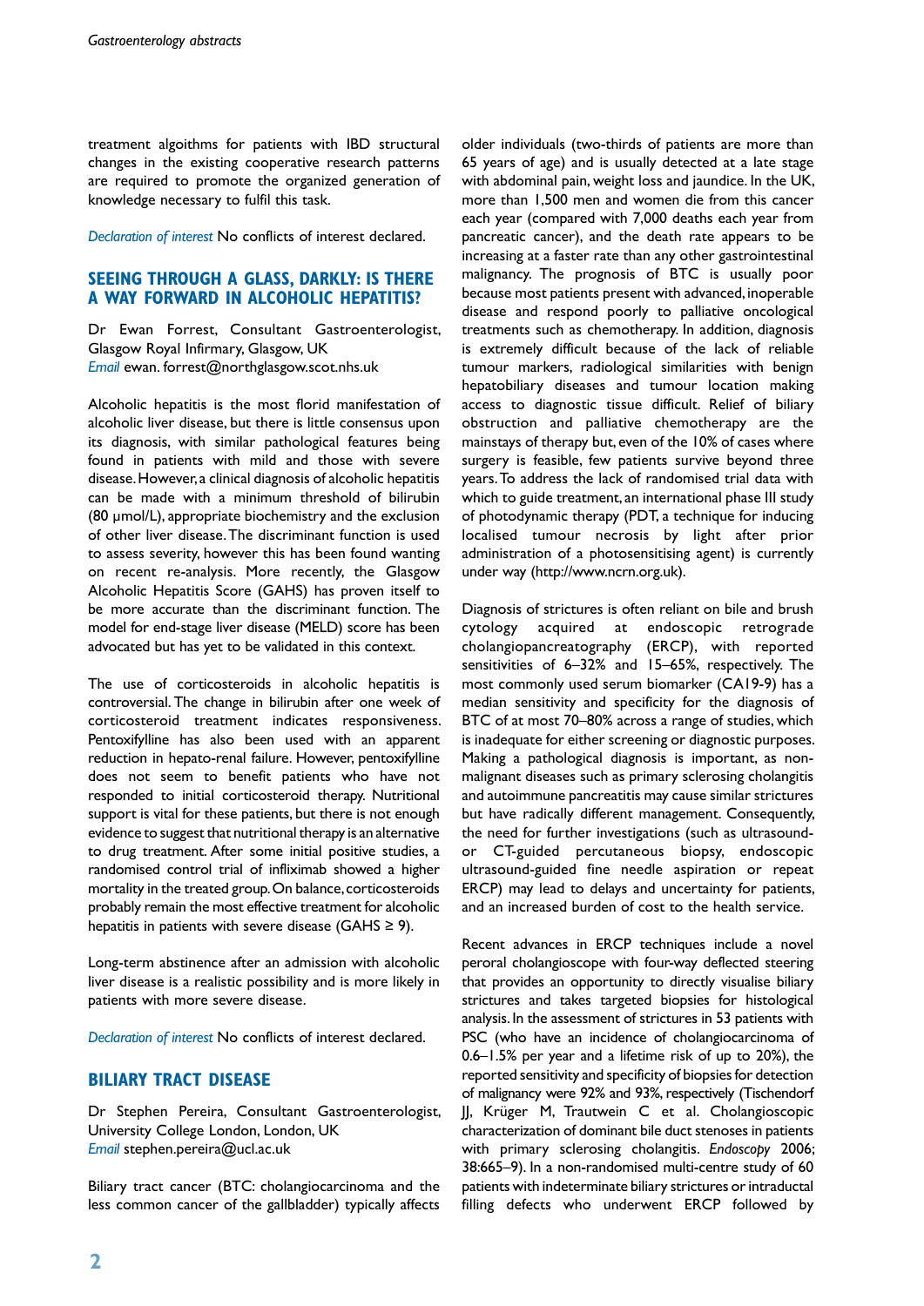treatment algorithms for patients with IBD structural changes in the existing cooperative research patterns are required to promote the organized generation of knowledge necessary to fulfil this task.

*Declaration of interest* No conflicts of interest declared.

## SEEING THROUGH A GLASS, DARKLY: IS THERE A WAY FORWARD IN ALCOHOLIC HEPATITIS?

Dr Ewan Forrest, Consultant Gastroenterologist, Glasgow Royal Infirmary, Glasgow, UK
*Email* ewan. forrest@northglasgow.scot.nhs.uk

Alcoholic hepatitis is the most florid manifestation of alcoholic liver disease, but there is little consensus upon its diagnosis, with similar pathological features being found in patients with mild and those with severe disease. However, a clinical diagnosis of alcoholic hepatitis can be made with a minimum threshold of bilirubin (80 µmol/L), appropriate biochemistry and the exclusion of other liver disease. The discriminant function is used to assess severity, however this has been found wanting on recent re-analysis. More recently, the Glasgow Alcoholic Hepatitis Score (GAHS) has proven itself to be more accurate than the discriminant function. The model for end-stage liver disease (MELD) score has been advocated but has yet to be validated in this context.

The use of corticosteroids in alcoholic hepatitis is controversial. The change in bilirubin after one week of corticosteroid treatment indicates responsiveness. Pentoxifylline has also been used with an apparent reduction in hepato-renal failure. However, pentoxifylline does not seem to benefit patients who have not responded to initial corticosteroid therapy. Nutritional support is vital for these patients, but there is not enough evidence to suggest that nutritional therapy is an alternative to drug treatment. After some initial positive studies, a randomised control trial of infliximab showed a higher mortality in the treated group. On balance, corticosteroids probably remain the most effective treatment for alcoholic hepatitis in patients with severe disease (GAHS ≥ 9).

Long-term abstinence after an admission with alcoholic liver disease is a realistic possibility and is more likely in patients with more severe disease.

*Declaration of interest* No conflicts of interest declared.

## BILIARY TRACT DISEASE

Dr Stephen Pereira, Consultant Gastroenterologist, University College London, London, UK
*Email* stephen.pereira@ucl.ac.uk

Biliary tract cancer (BTC: cholangiocarcinoma and the less common cancer of the gallbladder) typically affects older individuals (two-thirds of patients are more than 65 years of age) and is usually detected at a late stage with abdominal pain, weight loss and jaundice. In the UK, more than 1,500 men and women die from this cancer each year (compared with 7,000 deaths each year from pancreatic cancer), and the death rate appears to be increasing at a faster rate than any other gastrointestinal malignancy. The prognosis of BTC is usually poor because most patients present with advanced, inoperable disease and respond poorly to palliative oncological treatments such as chemotherapy. In addition, diagnosis is extremely difficult because of the lack of reliable tumour markers, radiological similarities with benign hepatobiliary diseases and tumour location making access to diagnostic tissue difficult. Relief of biliary obstruction and palliative chemotherapy are the mainstays of therapy but, even of the 10% of cases where surgery is feasible, few patients survive beyond three years. To address the lack of randomised trial data with which to guide treatment, an international phase III study of photodynamic therapy (PDT, a technique for inducing localised tumour necrosis by light after prior administration of a photosensitising agent) is currently under way (http://www.ncrn.org.uk).

Diagnosis of strictures is often reliant on bile and brush cytology acquired at endoscopic retrograde cholangiopancreatography (ERCP), with reported sensitivities of 6–32% and 15–65%, respectively. The most commonly used serum biomarker (CA19-9) has a median sensitivity and specificity for the diagnosis of BTC of at most 70–80% across a range of studies, which is inadequate for either screening or diagnostic purposes. Making a pathological diagnosis is important, as non-malignant diseases such as primary sclerosing cholangitis and autoimmune pancreatitis may cause similar strictures but have radically different management. Consequently, the need for further investigations (such as ultrasound- or CT-guided percutaneous biopsy, endoscopic ultrasound-guided fine needle aspiration or repeat ERCP) may lead to delays and uncertainty for patients, and an increased burden of cost to the health service.

Recent advances in ERCP techniques include a novel peroral cholangioscope with four-way deflected steering that provides an opportunity to directly visualise biliary strictures and takes targeted biopsies for histological analysis. In the assessment of strictures in 53 patients with PSC (who have an incidence of cholangiocarcinoma of 0.6–1.5% per year and a lifetime risk of up to 20%), the reported sensitivity and specificity of biopsies for detection of malignancy were 92% and 93%, respectively (Tischendorf JJ, Krüger M, Trautwein C et al. Cholangioscopic characterization of dominant bile duct stenoses in patients with primary sclerosing cholangitis. *Endoscopy* 2006; 38:665–9). In a non-randomised multi-centre study of 60 patients with indeterminate biliary strictures or intraductal filling defects who underwent ERCP followed by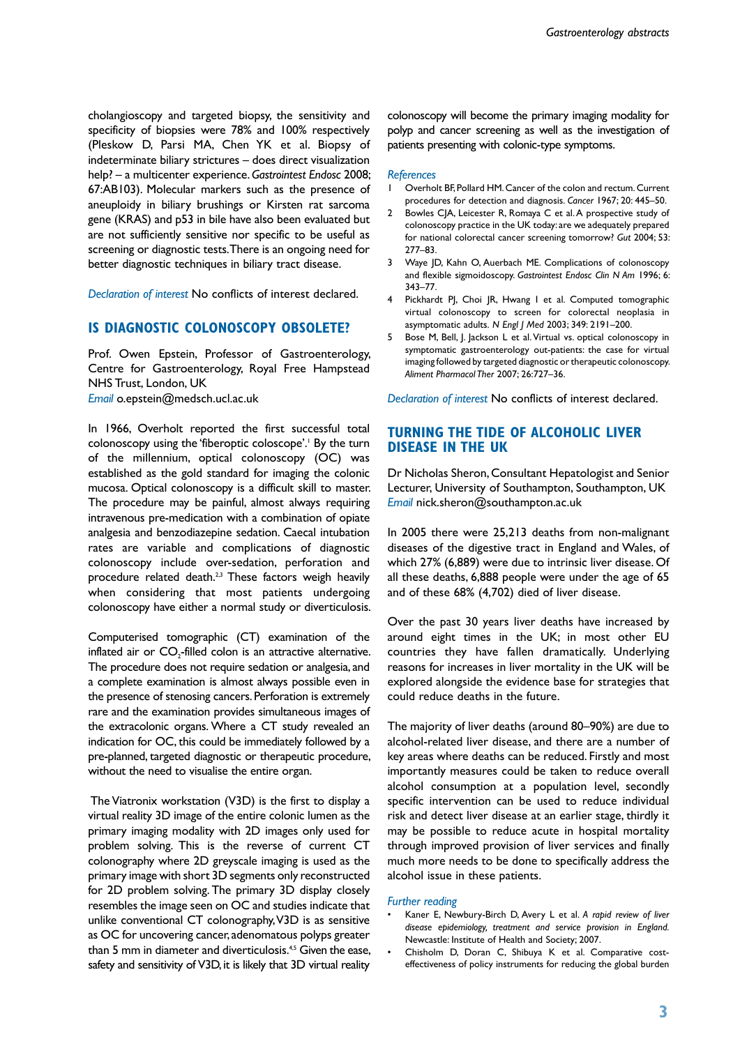cholangioscopy and targeted biopsy, the sensitivity and specificity of biopsies were 78% and 100% respectively (Pleskow D, Parsi MA, Chen YK et al. Biopsy of indeterminate biliary strictures – does direct visualization help? – a multicenter experience. *Gastrointest Endosc* 2008; 67:AB103). Molecular markers such as the presence of aneuploidy in biliary brushings or Kirsten rat sarcoma gene (KRAS) and p53 in bile have also been evaluated but are not sufficiently sensitive nor specific to be useful as screening or diagnostic tests. There is an ongoing need for better diagnostic techniques in biliary tract disease.

*Declaration of interest* No conflicts of interest declared.

## IS DIAGNOSTIC COLONOSCOPY OBSOLETE?

Prof. Owen Epstein, Professor of Gastroenterology, Centre for Gastroenterology, Royal Free Hampstead NHS Trust, London, UK
*Email* o.epstein@medsch.ucl.ac.uk

In 1966, Overholt reported the first successful total colonoscopy using the 'fiberoptic coloscope'.[1] By the turn of the millennium, optical colonoscopy (OC) was established as the gold standard for imaging the colonic mucosa. Optical colonoscopy is a difficult skill to master. The procedure may be painful, almost always requiring intravenous pre-medication with a combination of opiate analgesia and benzodiazepine sedation. Caecal intubation rates are variable and complications of diagnostic colonoscopy include over-sedation, perforation and procedure related death.[2,3] These factors weigh heavily when considering that most patients undergoing colonoscopy have either a normal study or diverticulosis.

Computerised tomographic (CT) examination of the inflated air or $CO_2$-filled colon is an attractive alternative. The procedure does not require sedation or analgesia, and a complete examination is almost always possible even in the presence of stenosing cancers. Perforation is extremely rare and the examination provides simultaneous images of the extracolonic organs. Where a CT study revealed an indication for OC, this could be immediately followed by a pre-planned, targeted diagnostic or therapeutic procedure, without the need to visualise the entire organ.

The Viatronix workstation (V3D) is the first to display a virtual reality 3D image of the entire colonic lumen as the primary imaging modality with 2D images only used for problem solving. This is the reverse of current CT colonography where 2D greyscale imaging is used as the primary image with short 3D segments only reconstructed for 2D problem solving. The primary 3D display closely resembles the image seen on OC and studies indicate that unlike conventional CT colonography, V3D is as sensitive as OC for uncovering cancer, adenomatous polyps greater than 5 mm in diameter and diverticulosis.[4,5] Given the ease, safety and sensitivity of V3D, it is likely that 3D virtual reality colonoscopy will become the primary imaging modality for polyp and cancer screening as well as the investigation of patients presenting with colonic-type symptoms.

*References*

1. Overholt BF, Pollard HM. Cancer of the colon and rectum. Current procedures for detection and diagnosis. *Cancer* 1967; 20: 445–50.
2. Bowles CJA, Leicester R, Romaya C et al. A prospective study of colonoscopy practice in the UK today: are we adequately prepared for national colorectal cancer screening tomorrow? *Gut* 2004; 53: 277–83.
3. Waye JD, Kahn O, Auerbach ME. Complications of colonoscopy and flexible sigmoidoscopy. *Gastrointest Endosc Clin N Am* 1996; 6: 343–77.
4. Pickhardt PJ, Choi JR, Hwang I et al. Computed tomographic virtual colonoscopy to screen for colorectal neoplasia in asymptomatic adults. *N Engl J Med* 2003; 349: 2191–200.
5. Bose M, Bell, J. Jackson L et al. Virtual vs. optical colonoscopy in symptomatic gastroenterology out-patients: the case for virtual imaging followed by targeted diagnostic or therapeutic colonoscopy. *Aliment Pharmacol Ther* 2007; 26:727–36.

*Declaration of interest* No conflicts of interest declared.

## TURNING THE TIDE OF ALCOHOLIC LIVER DISEASE IN THE UK

Dr Nicholas Sheron, Consultant Hepatologist and Senior Lecturer, University of Southampton, Southampton, UK
*Email* nick.sheron@southampton.ac.uk

In 2005 there were 25,213 deaths from non-malignant diseases of the digestive tract in England and Wales, of which 27% (6,889) were due to intrinsic liver disease. Of all these deaths, 6,888 people were under the age of 65 and of these 68% (4,702) died of liver disease.

Over the past 30 years liver deaths have increased by around eight times in the UK; in most other EU countries they have fallen dramatically. Underlying reasons for increases in liver mortality in the UK will be explored alongside the evidence base for strategies that could reduce deaths in the future.

The majority of liver deaths (around 80–90%) are due to alcohol-related liver disease, and there are a number of key areas where deaths can be reduced. Firstly and most importantly measures could be taken to reduce overall alcohol consumption at a population level, secondly specific intervention can be used to reduce individual risk and detect liver disease at an earlier stage, thirdly it may be possible to reduce acute in hospital mortality through improved provision of liver services and finally much more needs to be done to specifically address the alcohol issue in these patients.

*Further reading*

- Kaner E, Newbury-Birch D, Avery L et al. *A rapid review of liver disease epidemiology, treatment and service provision in England.* Newcastle: Institute of Health and Society; 2007.
- Chisholm D, Doran C, Shibuya K et al. Comparative cost-effectiveness of policy instruments for reducing the global burden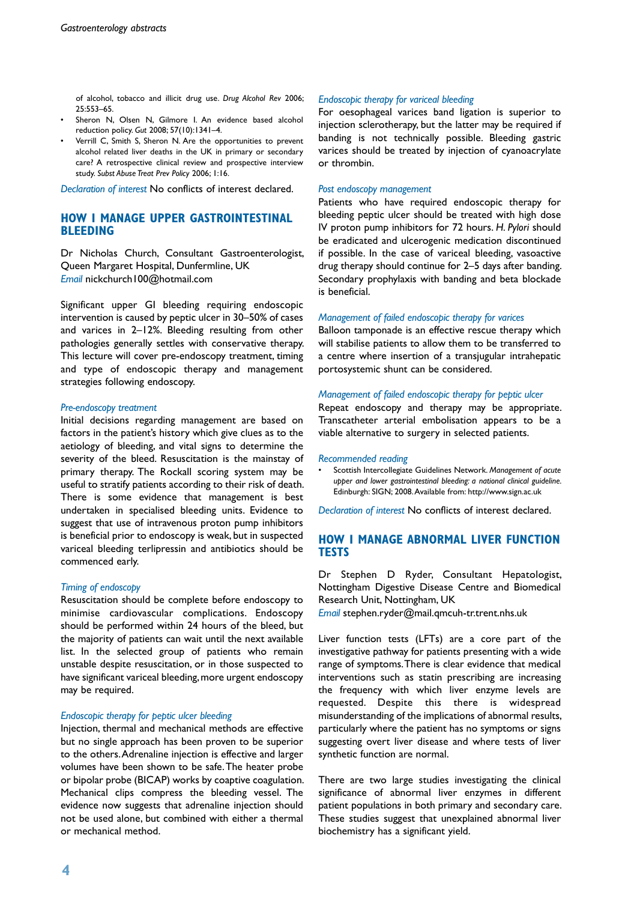of alcohol, tobacco and illicit drug use. *Drug Alcohol Rev* 2006; 25:553–65.

- Sheron N, Olsen N, Gilmore I. An evidence based alcohol reduction policy. *Gut* 2008; 57(10):1341–4.
- Verrill C, Smith S, Sheron N. Are the opportunities to prevent alcohol related liver deaths in the UK in primary or secondary care? A retrospective clinical review and prospective interview study. *Subst Abuse Treat Prev Policy* 2006; 1:16.

*Declaration of interest* No conflicts of interest declared.

## HOW I MANAGE UPPER GASTROINTESTINAL BLEEDING

Dr Nicholas Church, Consultant Gastroenterologist, Queen Margaret Hospital, Dunfermline, UK
*Email* nickchurch100@hotmail.com

Significant upper GI bleeding requiring endoscopic intervention is caused by peptic ulcer in 30–50% of cases and varices in 2–12%. Bleeding resulting from other pathologies generally settles with conservative therapy. This lecture will cover pre-endoscopy treatment, timing and type of endoscopic therapy and management strategies following endoscopy.

*Pre-endoscopy treatment*
Initial decisions regarding management are based on factors in the patient's history which give clues as to the aetiology of bleeding, and vital signs to determine the severity of the bleed. Resuscitation is the mainstay of primary therapy. The Rockall scoring system may be useful to stratify patients according to their risk of death. There is some evidence that management is best undertaken in specialised bleeding units. Evidence to suggest that use of intravenous proton pump inhibitors is beneficial prior to endoscopy is weak, but in suspected variceal bleeding terlipressin and antibiotics should be commenced early.

*Timing of endoscopy*
Resuscitation should be complete before endoscopy to minimise cardiovascular complications. Endoscopy should be performed within 24 hours of the bleed, but the majority of patients can wait until the next available list. In the selected group of patients who remain unstable despite resuscitation, or in those suspected to have significant variceal bleeding, more urgent endoscopy may be required.

*Endoscopic therapy for peptic ulcer bleeding*
Injection, thermal and mechanical methods are effective but no single approach has been proven to be superior to the others. Adrenaline injection is effective and larger volumes have been shown to be safe. The heater probe or bipolar probe (BICAP) works by coaptive coagulation. Mechanical clips compress the bleeding vessel. The evidence now suggests that adrenaline injection should not be used alone, but combined with either a thermal or mechanical method.

*Endoscopic therapy for variceal bleeding*
For oesophageal varices band ligation is superior to injection sclerotherapy, but the latter may be required if banding is not technically possible. Bleeding gastric varices should be treated by injection of cyanoacrylate or thrombin.

*Post endoscopy management*
Patients who have required endoscopic therapy for bleeding peptic ulcer should be treated with high dose IV proton pump inhibitors for 72 hours. *H. Pylori* should be eradicated and ulcerogenic medication discontinued if possible. In the case of variceal bleeding, vasoactive drug therapy should continue for 2–5 days after banding. Secondary prophylaxis with banding and beta blockade is beneficial.

*Management of failed endoscopic therapy for varices*
Balloon tamponade is an effective rescue therapy which will stabilise patients to allow them to be transferred to a centre where insertion of a transjugular intrahepatic portosystemic shunt can be considered.

*Management of failed endoscopic therapy for peptic ulcer*
Repeat endoscopy and therapy may be appropriate. Transcatheter arterial embolisation appears to be a viable alternative to surgery in selected patients.

*Recommended reading*

- Scottish Intercollegiate Guidelines Network. *Management of acute upper and lower gastrointestinal bleeding: a national clinical guideline*. Edinburgh: SIGN; 2008. Available from: http://www.sign.ac.uk

*Declaration of interest* No conflicts of interest declared.

## HOW I MANAGE ABNORMAL LIVER FUNCTION TESTS

Dr Stephen D Ryder, Consultant Hepatologist, Nottingham Digestive Disease Centre and Biomedical Research Unit, Nottingham, UK
*Email* stephen.ryder@mail.qmcuh-tr.trent.nhs.uk

Liver function tests (LFTs) are a core part of the investigative pathway for patients presenting with a wide range of symptoms. There is clear evidence that medical interventions such as statin prescribing are increasing the frequency with which liver enzyme levels are requested. Despite this there is widespread misunderstanding of the implications of abnormal results, particularly where the patient has no symptoms or signs suggesting overt liver disease and where tests of liver synthetic function are normal.

There are two large studies investigating the clinical significance of abnormal liver enzymes in different patient populations in both primary and secondary care. These studies suggest that unexplained abnormal liver biochemistry has a significant yield.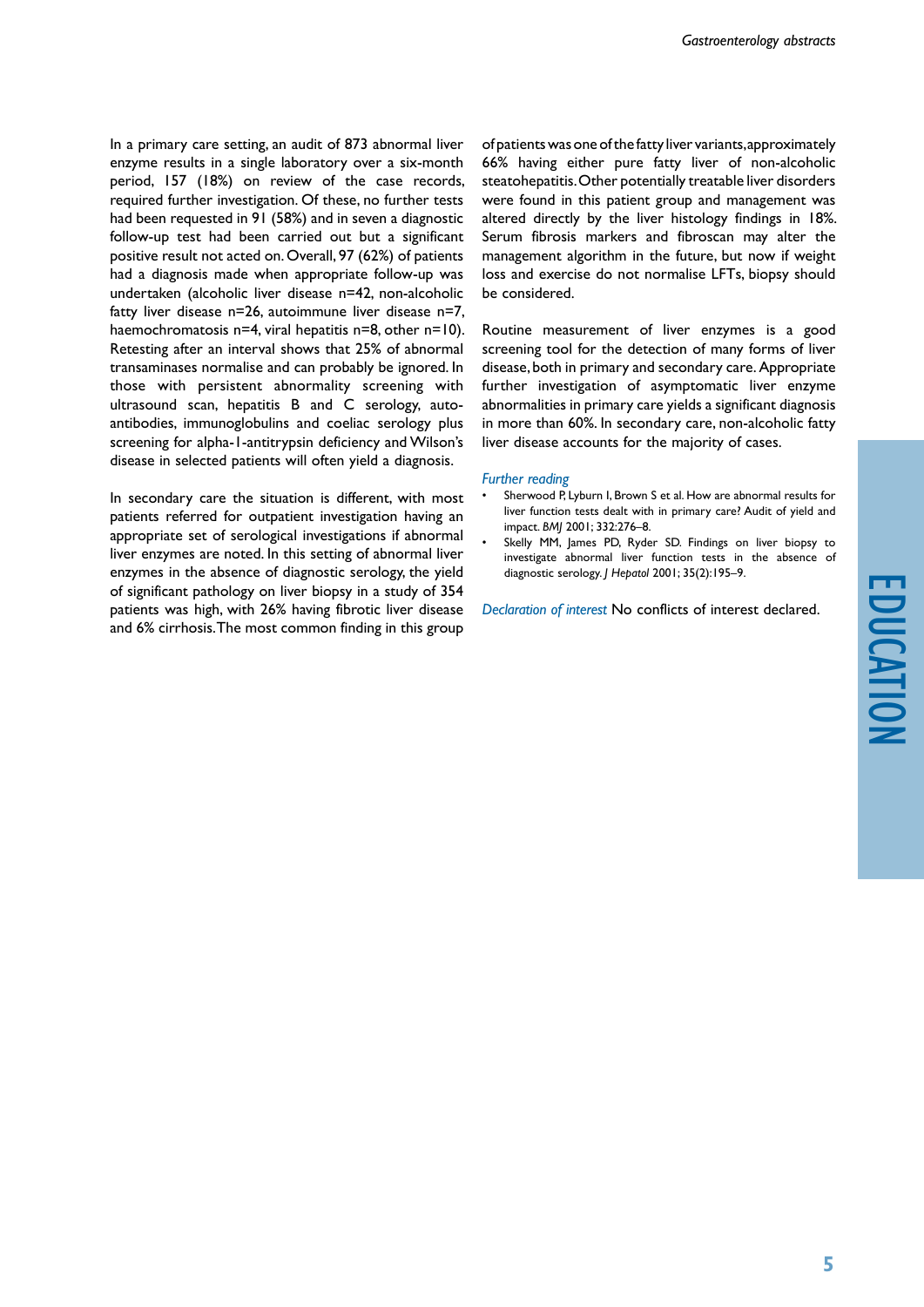In a primary care setting, an audit of 873 abnormal liver enzyme results in a single laboratory over a six-month period, 157 (18%) on review of the case records, required further investigation. Of these, no further tests had been requested in 91 (58%) and in seven a diagnostic follow-up test had been carried out but a significant positive result not acted on. Overall, 97 (62%) of patients had a diagnosis made when appropriate follow-up was undertaken (alcoholic liver disease n=42, non-alcoholic fatty liver disease n=26, autoimmune liver disease n=7, haemochromatosis n=4, viral hepatitis n=8, other n=10). Retesting after an interval shows that 25% of abnormal transaminases normalise and can probably be ignored. In those with persistent abnormality screening with ultrasound scan, hepatitis B and C serology, auto-antibodies, immunoglobulins and coeliac serology plus screening for alpha-1-antitrypsin deficiency and Wilson's disease in selected patients will often yield a diagnosis.

In secondary care the situation is different, with most patients referred for outpatient investigation having an appropriate set of serological investigations if abnormal liver enzymes are noted. In this setting of abnormal liver enzymes in the absence of diagnostic serology, the yield of significant pathology on liver biopsy in a study of 354 patients was high, with 26% having fibrotic liver disease and 6% cirrhosis. The most common finding in this group of patients was one of the fatty liver variants, approximately 66% having either pure fatty liver of non-alcoholic steatohepatitis. Other potentially treatable liver disorders were found in this patient group and management was altered directly by the liver histology findings in 18%. Serum fibrosis markers and fibroscan may alter the management algorithm in the future, but now if weight loss and exercise do not normalise LFTs, biopsy should be considered.

Routine measurement of liver enzymes is a good screening tool for the detection of many forms of liver disease, both in primary and secondary care. Appropriate further investigation of asymptomatic liver enzyme abnormalities in primary care yields a significant diagnosis in more than 60%. In secondary care, non-alcoholic fatty liver disease accounts for the majority of cases.

*Further reading*

- Sherwood P, Lyburn I, Brown S et al. How are abnormal results for liver function tests dealt with in primary care? Audit of yield and impact. *BMJ* 2001; 332:276–8.
- Skelly MM, James PD, Ryder SD. Findings on liver biopsy to investigate abnormal liver function tests in the absence of diagnostic serology. *J Hepatol* 2001; 35(2):195–9.

*Declaration of interest* No conflicts of interest declared.